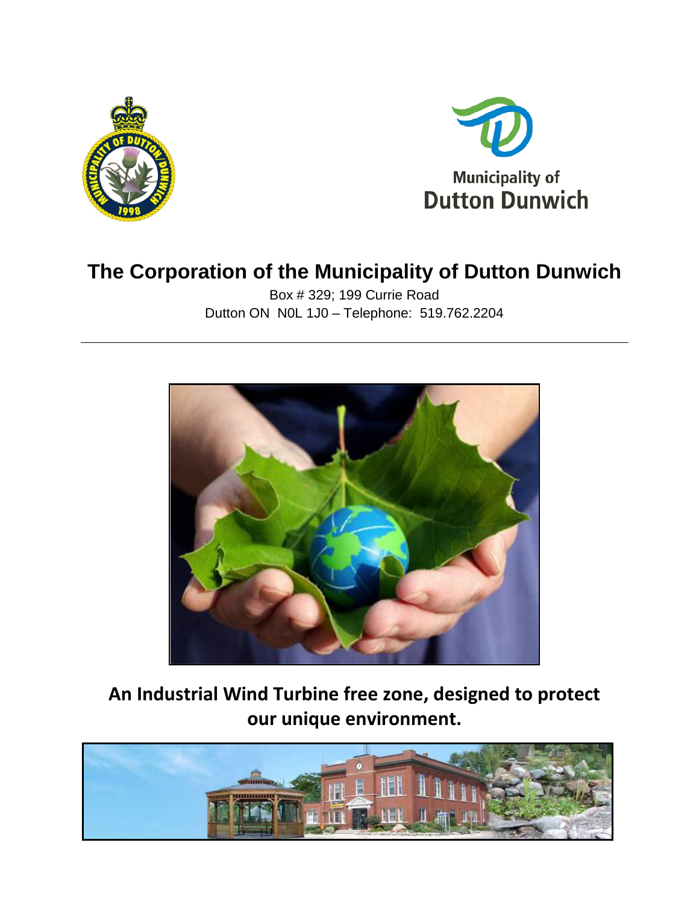Municipality of
Dutton Dunwich

# The Corporation of the Municipality of Dutton Dunwich

Box # 329; 199 Currie Road
Dutton ON N0L 1J0 – Telephone: 519.762.2204

---

**An Industrial Wind Turbine free zone, designed to protect our unique environment.**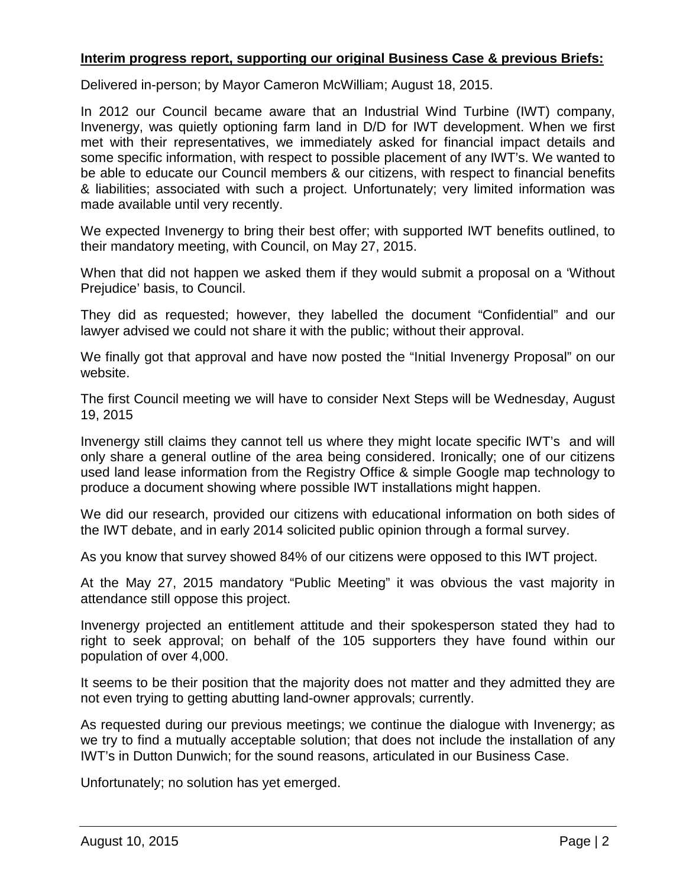**Interim progress report, supporting our original Business Case & previous Briefs:**

Delivered in-person; by Mayor Cameron McWilliam; August 18, 2015.

In 2012 our Council became aware that an Industrial Wind Turbine (IWT) company, Invenergy, was quietly optioning farm land in D/D for IWT development. When we first met with their representatives, we immediately asked for financial impact details and some specific information, with respect to possible placement of any IWT's. We wanted to be able to educate our Council members & our citizens, with respect to financial benefits & liabilities; associated with such a project. Unfortunately; very limited information was made available until very recently.

We expected Invenergy to bring their best offer; with supported IWT benefits outlined, to their mandatory meeting, with Council, on May 27, 2015.

When that did not happen we asked them if they would submit a proposal on a 'Without Prejudice' basis, to Council.

They did as requested; however, they labelled the document "Confidential" and our lawyer advised we could not share it with the public; without their approval.

We finally got that approval and have now posted the "Initial Invenergy Proposal" on our website.

The first Council meeting we will have to consider Next Steps will be Wednesday, August 19, 2015

Invenergy still claims they cannot tell us where they might locate specific IWT's and will only share a general outline of the area being considered. Ironically; one of our citizens used land lease information from the Registry Office & simple Google map technology to produce a document showing where possible IWT installations might happen.

We did our research, provided our citizens with educational information on both sides of the IWT debate, and in early 2014 solicited public opinion through a formal survey.

As you know that survey showed 84% of our citizens were opposed to this IWT project.

At the May 27, 2015 mandatory "Public Meeting" it was obvious the vast majority in attendance still oppose this project.

Invenergy projected an entitlement attitude and their spokesperson stated they had to right to seek approval; on behalf of the 105 supporters they have found within our population of over 4,000.

It seems to be their position that the majority does not matter and they admitted they are not even trying to getting abutting land-owner approvals; currently.

As requested during our previous meetings; we continue the dialogue with Invenergy; as we try to find a mutually acceptable solution; that does not include the installation of any IWT's in Dutton Dunwich; for the sound reasons, articulated in our Business Case.

Unfortunately; no solution has yet emerged.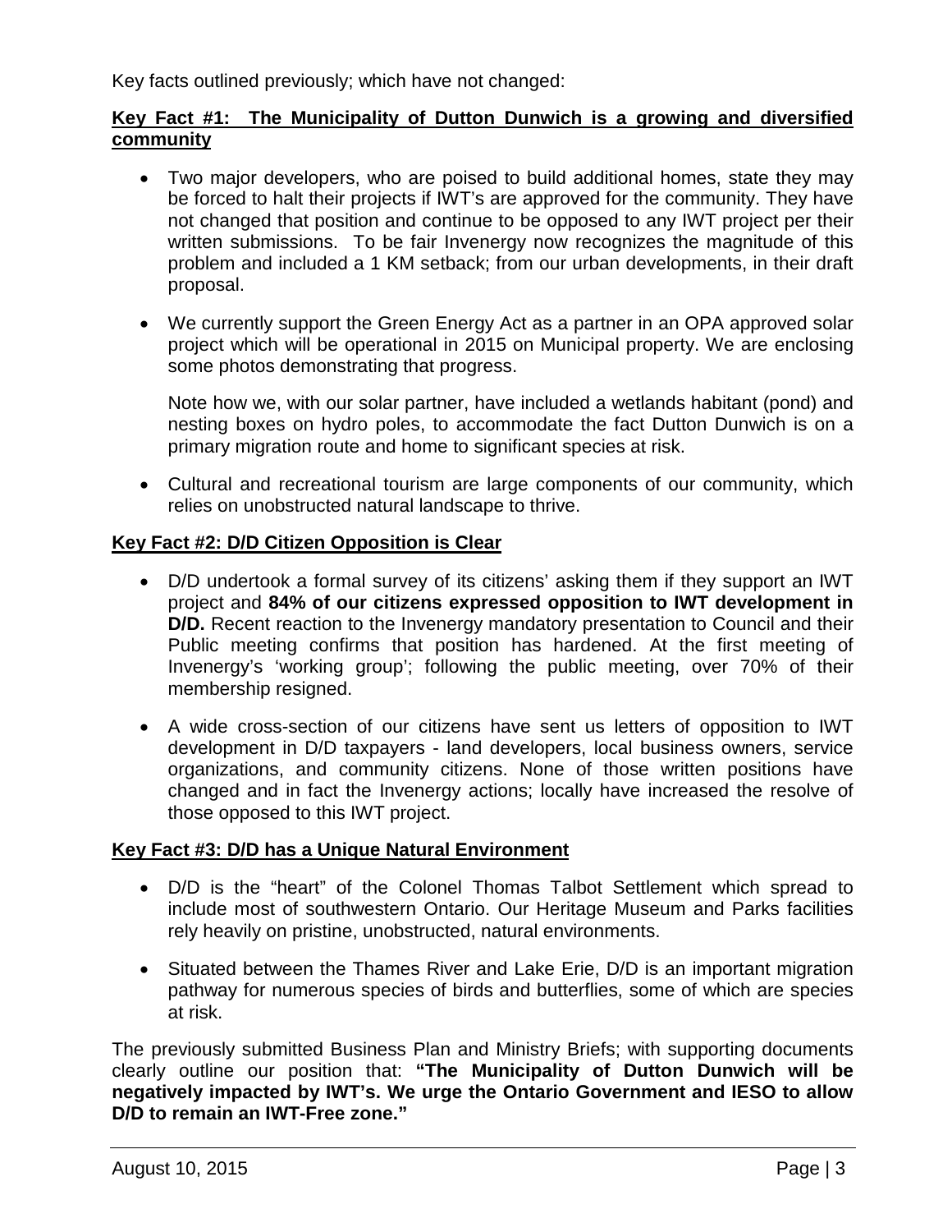Key facts outlined previously; which have not changed:

**Key Fact #1: The Municipality of Dutton Dunwich is a growing and diversified community**

- Two major developers, who are poised to build additional homes, state they may be forced to halt their projects if IWT's are approved for the community. They have not changed that position and continue to be opposed to any IWT project per their written submissions. To be fair Invenergy now recognizes the magnitude of this problem and included a 1 KM setback; from our urban developments, in their draft proposal.

- We currently support the Green Energy Act as a partner in an OPA approved solar project which will be operational in 2015 on Municipal property. We are enclosing some photos demonstrating that progress.

  Note how we, with our solar partner, have included a wetlands habitant (pond) and nesting boxes on hydro poles, to accommodate the fact Dutton Dunwich is on a primary migration route and home to significant species at risk.

- Cultural and recreational tourism are large components of our community, which relies on unobstructed natural landscape to thrive.

**Key Fact #2: D/D Citizen Opposition is Clear**

- D/D undertook a formal survey of its citizens' asking them if they support an IWT project and **84% of our citizens expressed opposition to IWT development in D/D.** Recent reaction to the Invenergy mandatory presentation to Council and their Public meeting confirms that position has hardened. At the first meeting of Invenergy's 'working group'; following the public meeting, over 70% of their membership resigned.

- A wide cross-section of our citizens have sent us letters of opposition to IWT development in D/D taxpayers - land developers, local business owners, service organizations, and community citizens. None of those written positions have changed and in fact the Invenergy actions; locally have increased the resolve of those opposed to this IWT project.

**Key Fact #3: D/D has a Unique Natural Environment**

- D/D is the "heart" of the Colonel Thomas Talbot Settlement which spread to include most of southwestern Ontario. Our Heritage Museum and Parks facilities rely heavily on pristine, unobstructed, natural environments.

- Situated between the Thames River and Lake Erie, D/D is an important migration pathway for numerous species of birds and butterflies, some of which are species at risk.

The previously submitted Business Plan and Ministry Briefs; with supporting documents clearly outline our position that: **"The Municipality of Dutton Dunwich will be negatively impacted by IWT's. We urge the Ontario Government and IESO to allow D/D to remain an IWT-Free zone."**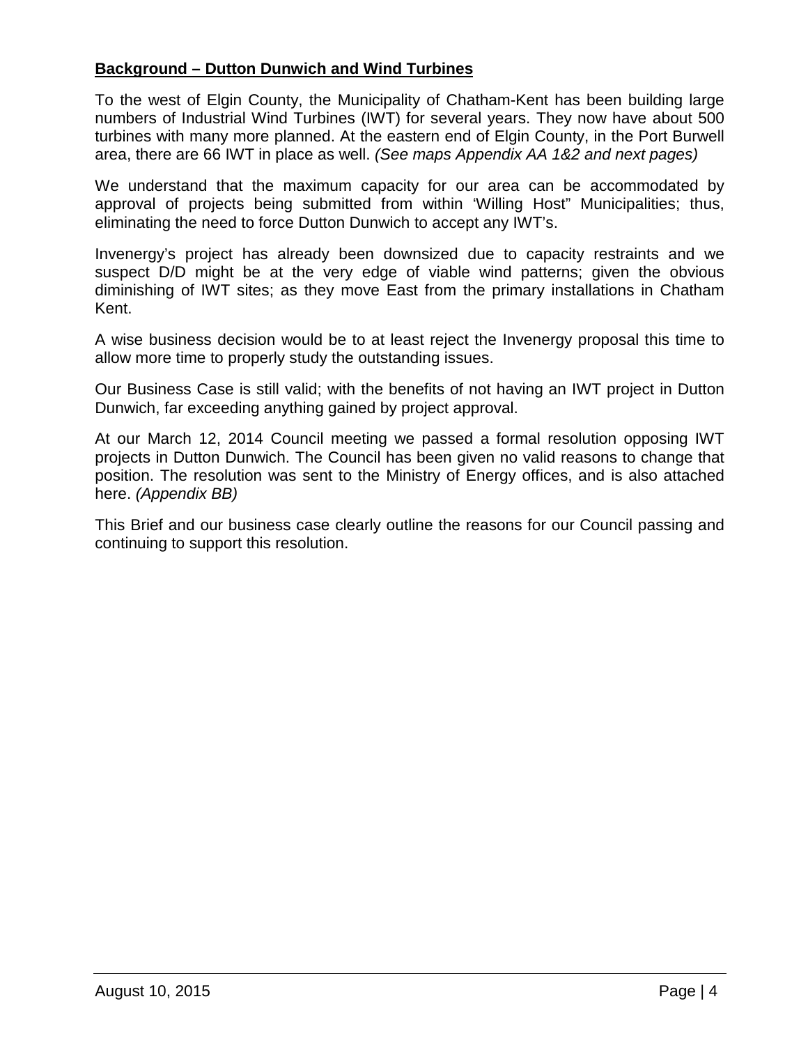**<u>Background – Dutton Dunwich and Wind Turbines</u>**

To the west of Elgin County, the Municipality of Chatham-Kent has been building large numbers of Industrial Wind Turbines (IWT) for several years. They now have about 500 turbines with many more planned. At the eastern end of Elgin County, in the Port Burwell area, there are 66 IWT in place as well. *(See maps Appendix AA 1&2 and next pages)*

We understand that the maximum capacity for our area can be accommodated by approval of projects being submitted from within 'Willing Host" Municipalities; thus, eliminating the need to force Dutton Dunwich to accept any IWT's.

Invenergy's project has already been downsized due to capacity restraints and we suspect D/D might be at the very edge of viable wind patterns; given the obvious diminishing of IWT sites; as they move East from the primary installations in Chatham Kent.

A wise business decision would be to at least reject the Invenergy proposal this time to allow more time to properly study the outstanding issues.

Our Business Case is still valid; with the benefits of not having an IWT project in Dutton Dunwich, far exceeding anything gained by project approval.

At our March 12, 2014 Council meeting we passed a formal resolution opposing IWT projects in Dutton Dunwich. The Council has been given no valid reasons to change that position. The resolution was sent to the Ministry of Energy offices, and is also attached here. *(Appendix BB)*

This Brief and our business case clearly outline the reasons for our Council passing and continuing to support this resolution.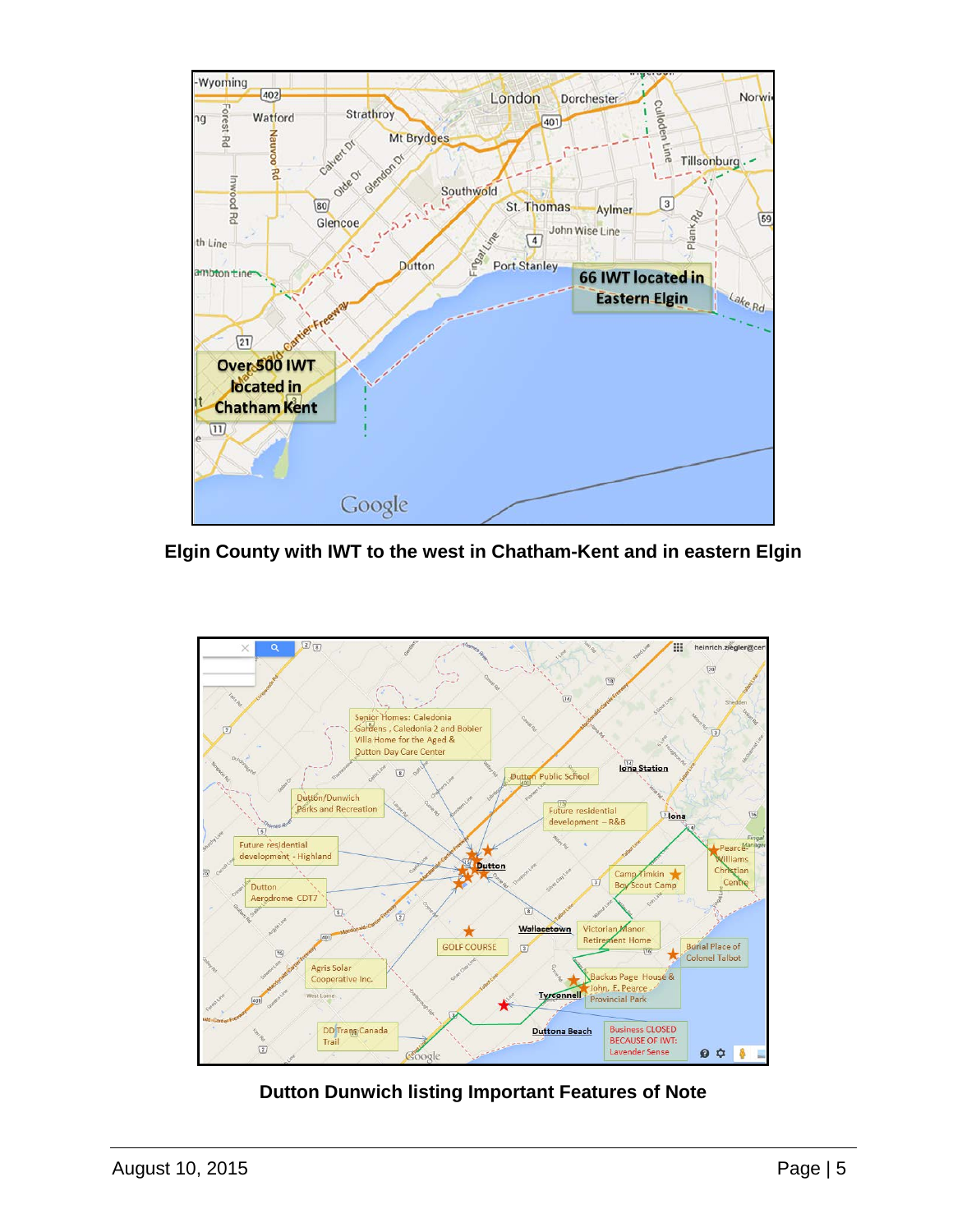Elgin County with IWT to the west in Chatham-Kent and in eastern Elgin

Dutton Dunwich listing Important Features of Note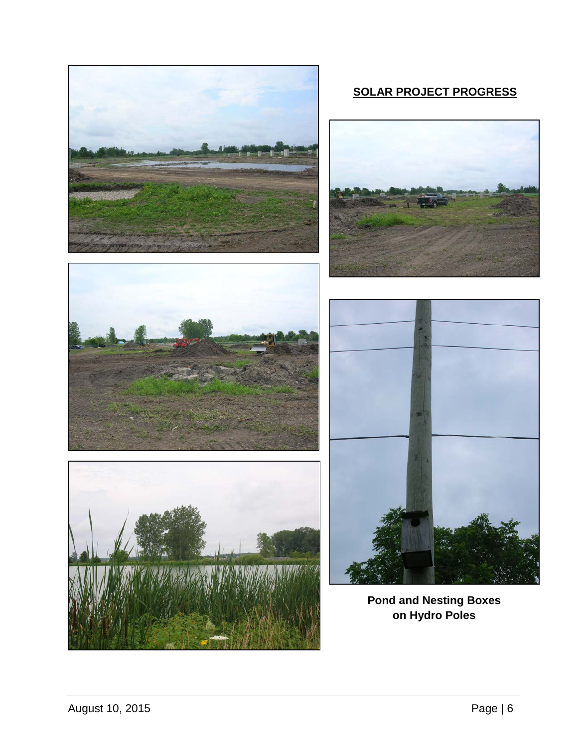**SOLAR PROJECT PROGRESS**

**Pond and Nesting Boxes on Hydro Poles**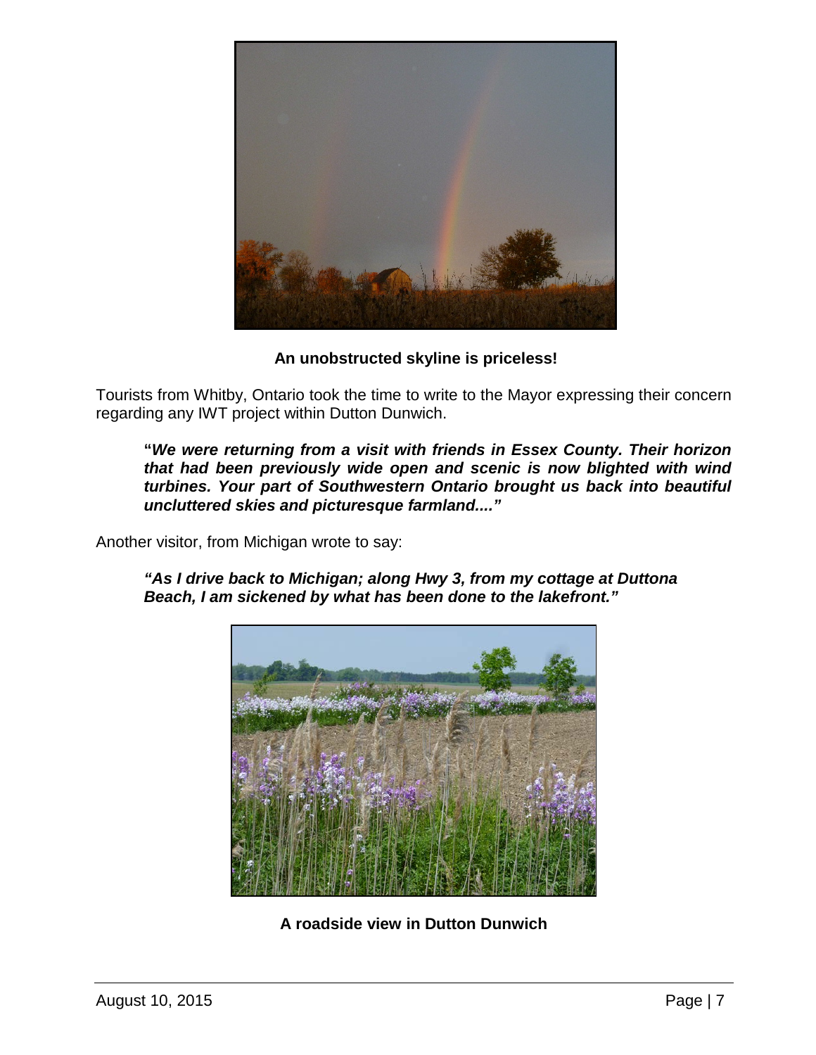**An unobstructed skyline is priceless!**

Tourists from Whitby, Ontario took the time to write to the Mayor expressing their concern regarding any IWT project within Dutton Dunwich.

> **"*We were returning from a visit with friends in Essex County. Their horizon that had been previously wide open and scenic is now blighted with wind turbines. Your part of Southwestern Ontario brought us back into beautiful uncluttered skies and picturesque farmland...."***

Another visitor, from Michigan wrote to say:

> ***"As I drive back to Michigan; along Hwy 3, from my cottage at Duttona Beach, I am sickened by what has been done to the lakefront."***

**A roadside view in Dutton Dunwich**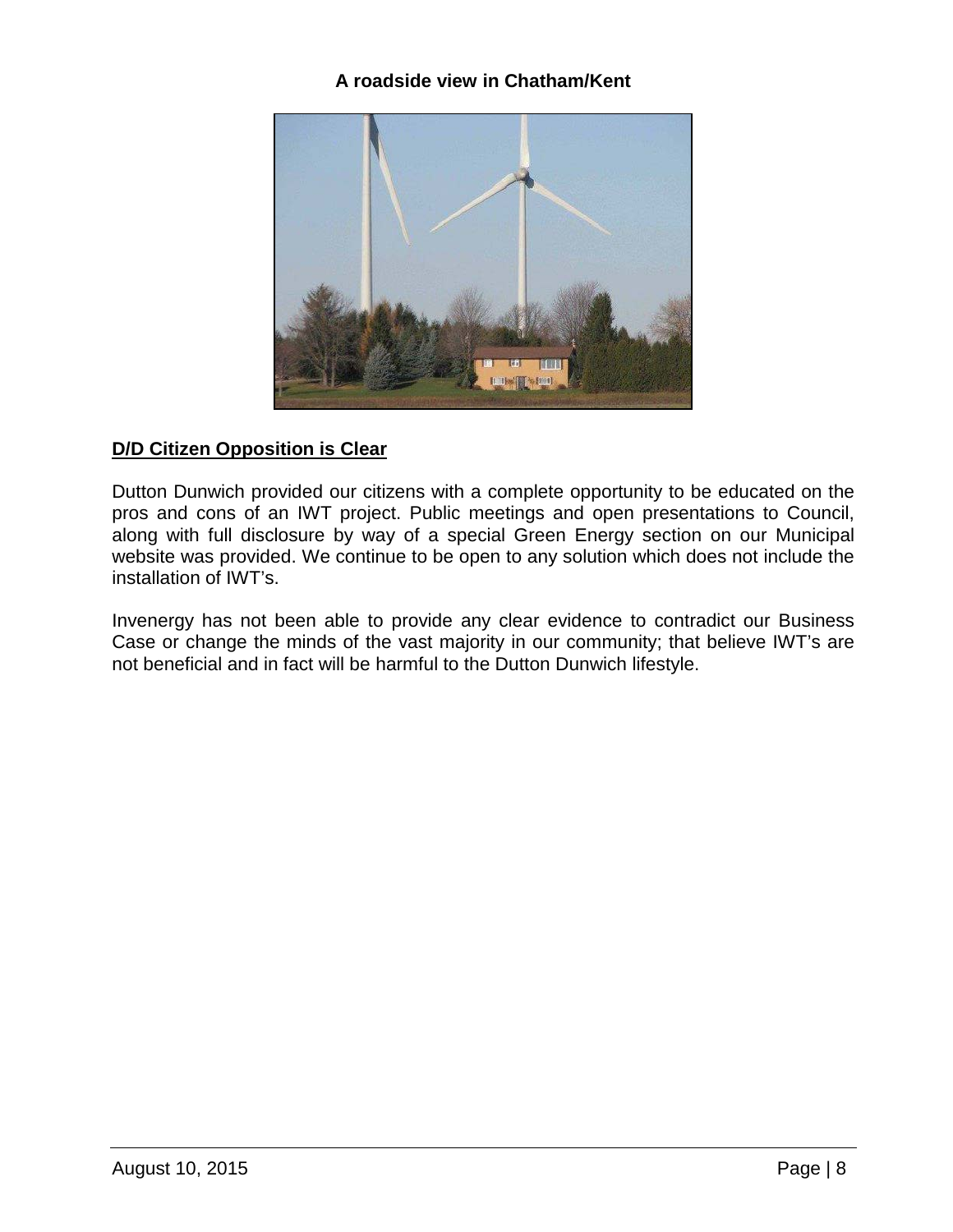**A roadside view in Chatham/Kent**

## D/D Citizen Opposition is Clear

Dutton Dunwich provided our citizens with a complete opportunity to be educated on the pros and cons of an IWT project. Public meetings and open presentations to Council, along with full disclosure by way of a special Green Energy section on our Municipal website was provided. We continue to be open to any solution which does not include the installation of IWT's.

Invenergy has not been able to provide any clear evidence to contradict our Business Case or change the minds of the vast majority in our community; that believe IWT's are not beneficial and in fact will be harmful to the Dutton Dunwich lifestyle.